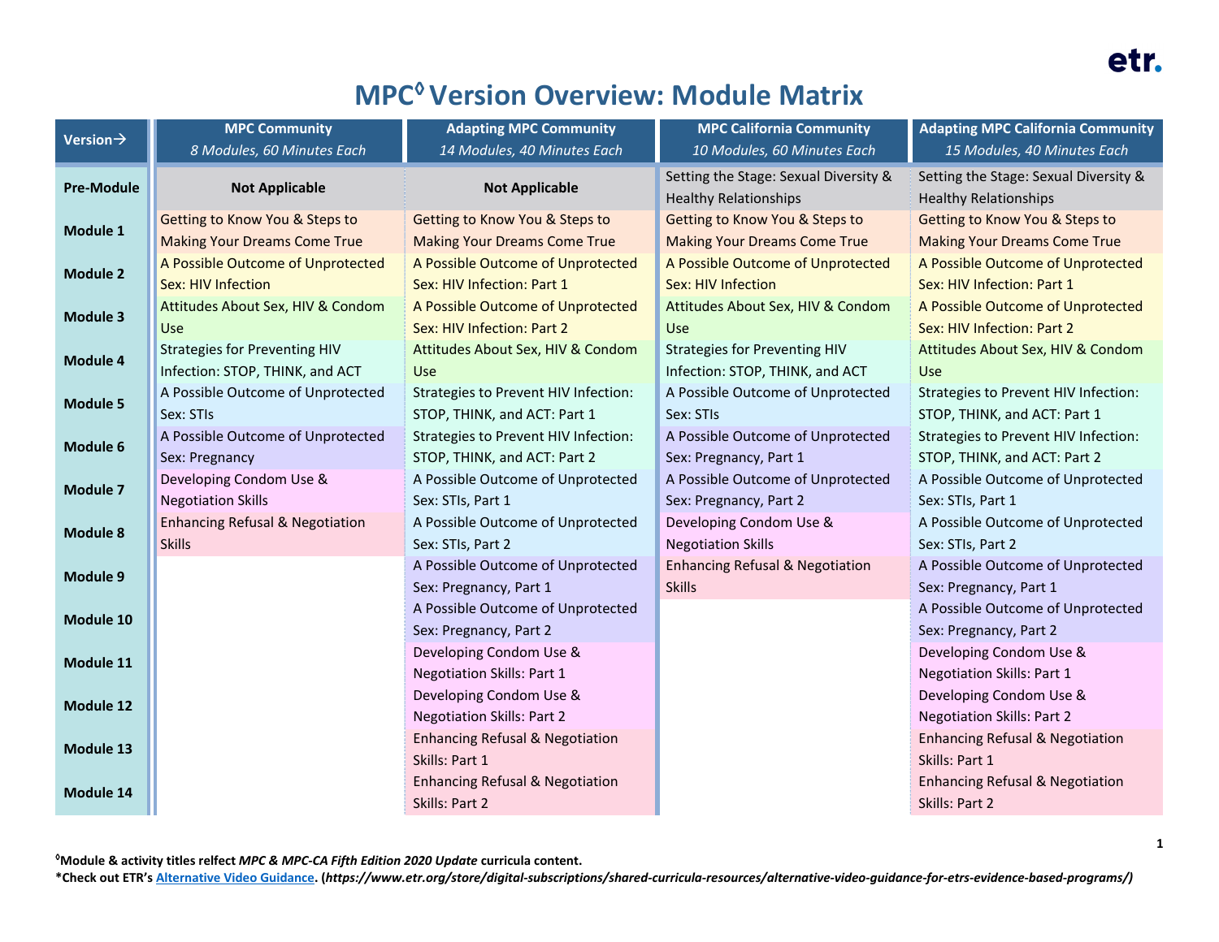# MPC[◊] Version Overview: Module Matrix

| Version→ | MPC Community *8 Modules, 60 Minutes Each* | Adapting MPC Community *14 Modules, 40 Minutes Each* | MPC California Community *10 Modules, 60 Minutes Each* | Adapting MPC California Community *15 Modules, 40 Minutes Each* |
|---|---|---|---|---|
| **Pre-Module** | **Not Applicable** | **Not Applicable** | Setting the Stage: Sexual Diversity & Healthy Relationships | Setting the Stage: Sexual Diversity & Healthy Relationships |
| **Module 1** | Getting to Know You & Steps to Making Your Dreams Come True | Getting to Know You & Steps to Making Your Dreams Come True | Getting to Know You & Steps to Making Your Dreams Come True | Getting to Know You & Steps to Making Your Dreams Come True |
| **Module 2** | A Possible Outcome of Unprotected Sex: HIV Infection | A Possible Outcome of Unprotected Sex: HIV Infection: Part 1 | A Possible Outcome of Unprotected Sex: HIV Infection | A Possible Outcome of Unprotected Sex: HIV Infection: Part 1 |
| **Module 3** | Attitudes About Sex, HIV & Condom Use | A Possible Outcome of Unprotected Sex: HIV Infection: Part 2 | Attitudes About Sex, HIV & Condom Use | A Possible Outcome of Unprotected Sex: HIV Infection: Part 2 |
| **Module 4** | Strategies for Preventing HIV Infection: STOP, THINK, and ACT | Attitudes About Sex, HIV & Condom Use | Strategies for Preventing HIV Infection: STOP, THINK, and ACT | Attitudes About Sex, HIV & Condom Use |
| **Module 5** | A Possible Outcome of Unprotected Sex: STIs | Strategies to Prevent HIV Infection: STOP, THINK, and ACT: Part 1 | A Possible Outcome of Unprotected Sex: STIs | Strategies to Prevent HIV Infection: STOP, THINK, and ACT: Part 1 |
| **Module 6** | A Possible Outcome of Unprotected Sex: Pregnancy | Strategies to Prevent HIV Infection: STOP, THINK, and ACT: Part 2 | A Possible Outcome of Unprotected Sex: Pregnancy, Part 1 | Strategies to Prevent HIV Infection: STOP, THINK, and ACT: Part 2 |
| **Module 7** | Developing Condom Use & Negotiation Skills | A Possible Outcome of Unprotected Sex: STIs, Part 1 | A Possible Outcome of Unprotected Sex: Pregnancy, Part 2 | A Possible Outcome of Unprotected Sex: STIs, Part 1 |
| **Module 8** | Enhancing Refusal & Negotiation Skills | A Possible Outcome of Unprotected Sex: STIs, Part 2 | Developing Condom Use & Negotiation Skills | A Possible Outcome of Unprotected Sex: STIs, Part 2 |
| **Module 9** | | A Possible Outcome of Unprotected Sex: Pregnancy, Part 1 | Enhancing Refusal & Negotiation Skills | A Possible Outcome of Unprotected Sex: Pregnancy, Part 1 |
| **Module 10** | | A Possible Outcome of Unprotected Sex: Pregnancy, Part 2 | | A Possible Outcome of Unprotected Sex: Pregnancy, Part 2 |
| **Module 11** | | Developing Condom Use & Negotiation Skills: Part 1 | | Developing Condom Use & Negotiation Skills: Part 1 |
| **Module 12** | | Developing Condom Use & Negotiation Skills: Part 2 | | Developing Condom Use & Negotiation Skills: Part 2 |
| **Module 13** | | Enhancing Refusal & Negotiation Skills: Part 1 | | Enhancing Refusal & Negotiation Skills: Part 1 |
| **Module 14** | | Enhancing Refusal & Negotiation Skills: Part 2 | | Enhancing Refusal & Negotiation Skills: Part 2 |

**[◊]Module & activity titles relfect *MPC & MPC-CA Fifth Edition 2020 Update* curricula content.**

**\*Check out ETR's [Alternative Video Guidance](https://www.etr.org/store/digital-subscriptions/shared-curricula-resources/alternative-video-guidance-for-etrs-evidence-based-programs/). (*https://www.etr.org/store/digital-subscriptions/shared-curricula-resources/alternative-video-guidance-for-etrs-evidence-based-programs/*)**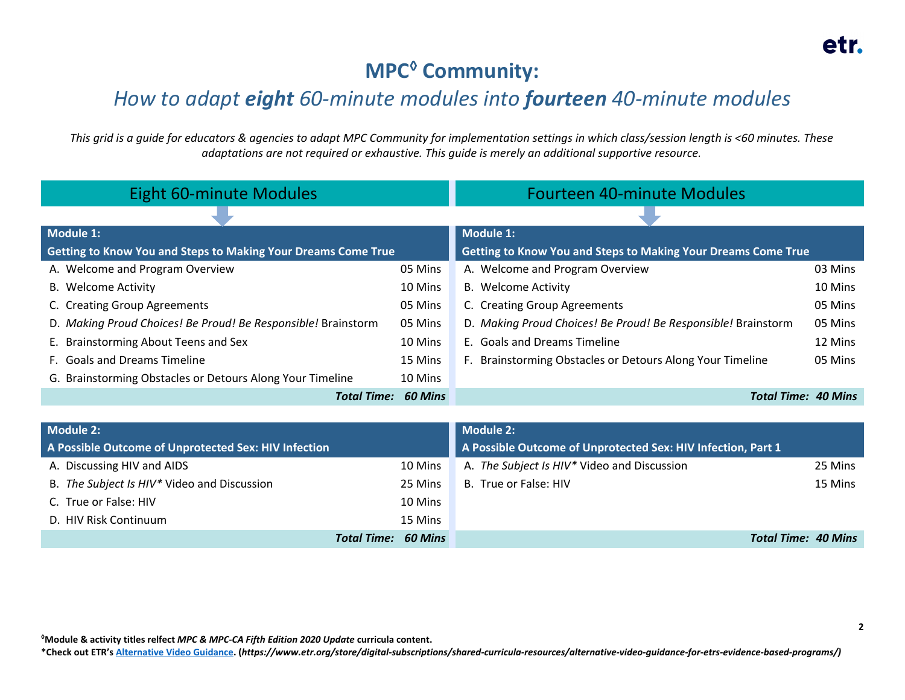# MPC◊ Community:

## *How to adapt **eight** 60-minute modules into **fourteen** 40-minute modules*

*This grid is a guide for educators & agencies to adapt MPC Community for implementation settings in which class/session length is <60 minutes. These adaptations are not required or exhaustive. This guide is merely an additional supportive resource.*

| Eight 60-minute Modules | | Fourteen 40-minute Modules | |
|---|---|---|---|
| **Module 1: Getting to Know You and Steps to Making Your Dreams Come True** | | **Module 1: Getting to Know You and Steps to Making Your Dreams Come True** | |
| A. Welcome and Program Overview | 05 Mins | A. Welcome and Program Overview | 03 Mins |
| B. Welcome Activity | 10 Mins | B. Welcome Activity | 10 Mins |
| C. Creating Group Agreements | 05 Mins | C. Creating Group Agreements | 05 Mins |
| D. *Making Proud Choices! Be Proud! Be Responsible!* Brainstorm | 05 Mins | D. *Making Proud Choices! Be Proud! Be Responsible!* Brainstorm | 05 Mins |
| E. Brainstorming About Teens and Sex | 10 Mins | E. Goals and Dreams Timeline | 12 Mins |
| F. Goals and Dreams Timeline | 15 Mins | F. Brainstorming Obstacles or Detours Along Your Timeline | 05 Mins |
| G. Brainstorming Obstacles or Detours Along Your Timeline | 10 Mins | | |
| ***Total Time:*** | ***60 Mins*** | ***Total Time:*** | ***40 Mins*** |

| Eight 60-minute Modules | | Fourteen 40-minute Modules | |
|---|---|---|---|
| **Module 2: A Possible Outcome of Unprotected Sex: HIV Infection** | | **Module 2: A Possible Outcome of Unprotected Sex: HIV Infection, Part 1** | |
| A. Discussing HIV and AIDS | 10 Mins | A. *The Subject Is HIV\** Video and Discussion | 25 Mins |
| B. *The Subject Is HIV\** Video and Discussion | 25 Mins | B. True or False: HIV | 15 Mins |
| C. True or False: HIV | 10 Mins | | |
| D. HIV Risk Continuum | 15 Mins | | |
| ***Total Time:*** | ***60 Mins*** | ***Total Time:*** | ***40 Mins*** |

**◊Module & activity titles relfect *MPC & MPC-CA Fifth Edition 2020 Update* curricula content.**
**\*Check out ETR's [Alternative Video Guidance](https://www.etr.org/store/digital-subscriptions/shared-curricula-resources/alternative-video-guidance-for-etrs-evidence-based-programs/). (*https://www.etr.org/store/digital-subscriptions/shared-curricula-resources/alternative-video-guidance-for-etrs-evidence-based-programs/)***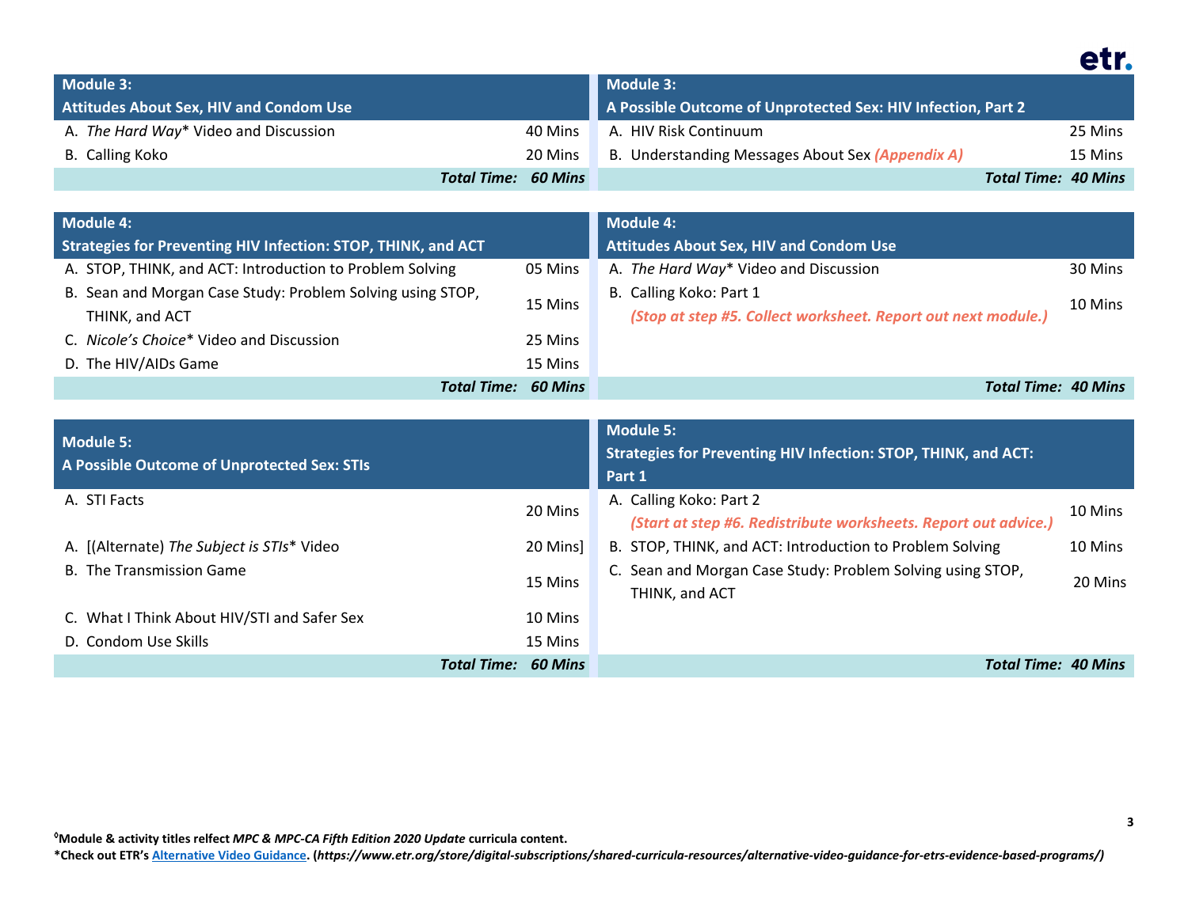| Module 3: Attitudes About Sex, HIV and Condom Use | |
|---|---|
| A. *The Hard Way** Video and Discussion | 40 Mins |
| B. Calling Koko | 20 Mins |
| ***Total Time:*** | ***60 Mins*** |

| Module 3: A Possible Outcome of Unprotected Sex: HIV Infection, Part 2 | |
|---|---|
| A. HIV Risk Continuum | 25 Mins |
| B. Understanding Messages About Sex ***(Appendix A)*** | 15 Mins |
| ***Total Time:*** | ***40 Mins*** |

| Module 4: Strategies for Preventing HIV Infection: STOP, THINK, and ACT | |
|---|---|
| A. STOP, THINK, and ACT: Introduction to Problem Solving | 05 Mins |
| B. Sean and Morgan Case Study: Problem Solving using STOP, THINK, and ACT | 15 Mins |
| C. *Nicole's Choice** Video and Discussion | 25 Mins |
| D. The HIV/AIDs Game | 15 Mins |
| ***Total Time:*** | ***60 Mins*** |

| Module 4: Attitudes About Sex, HIV and Condom Use | |
|---|---|
| A. *The Hard Way** Video and Discussion | 30 Mins |
| B. Calling Koko: Part 1 ***(Stop at step #5. Collect worksheet. Report out next module.)*** | 10 Mins |
| ***Total Time:*** | ***40 Mins*** |

| Module 5: A Possible Outcome of Unprotected Sex: STIs | |
|---|---|
| A. STI Facts | 20 Mins |
| A. [(Alternate) *The Subject is STIs** Video | 20 Mins] |
| B. The Transmission Game | 15 Mins |
| C. What I Think About HIV/STI and Safer Sex | 10 Mins |
| D. Condom Use Skills | 15 Mins |
| ***Total Time:*** | ***60 Mins*** |

| Module 5: Strategies for Preventing HIV Infection: STOP, THINK, and ACT: Part 1 | |
|---|---|
| A. Calling Koko: Part 2 ***(Start at step #6. Redistribute worksheets. Report out advice.)*** | 10 Mins |
| B. STOP, THINK, and ACT: Introduction to Problem Solving | 10 Mins |
| C. Sean and Morgan Case Study: Problem Solving using STOP, THINK, and ACT | 20 Mins |
| ***Total Time:*** | ***40 Mins*** |

**[◊]Module & activity titles relfect *MPC & MPC-CA Fifth Edition 2020 Update* curricula content.**
***Check out ETR's [Alternative Video Guidance](https://www.etr.org/store/digital-subscriptions/shared-curricula-resources/alternative-video-guidance-for-etrs-evidence-based-programs/). (*https://www.etr.org/store/digital-subscriptions/shared-curricula-resources/alternative-video-guidance-for-etrs-evidence-based-programs/*)**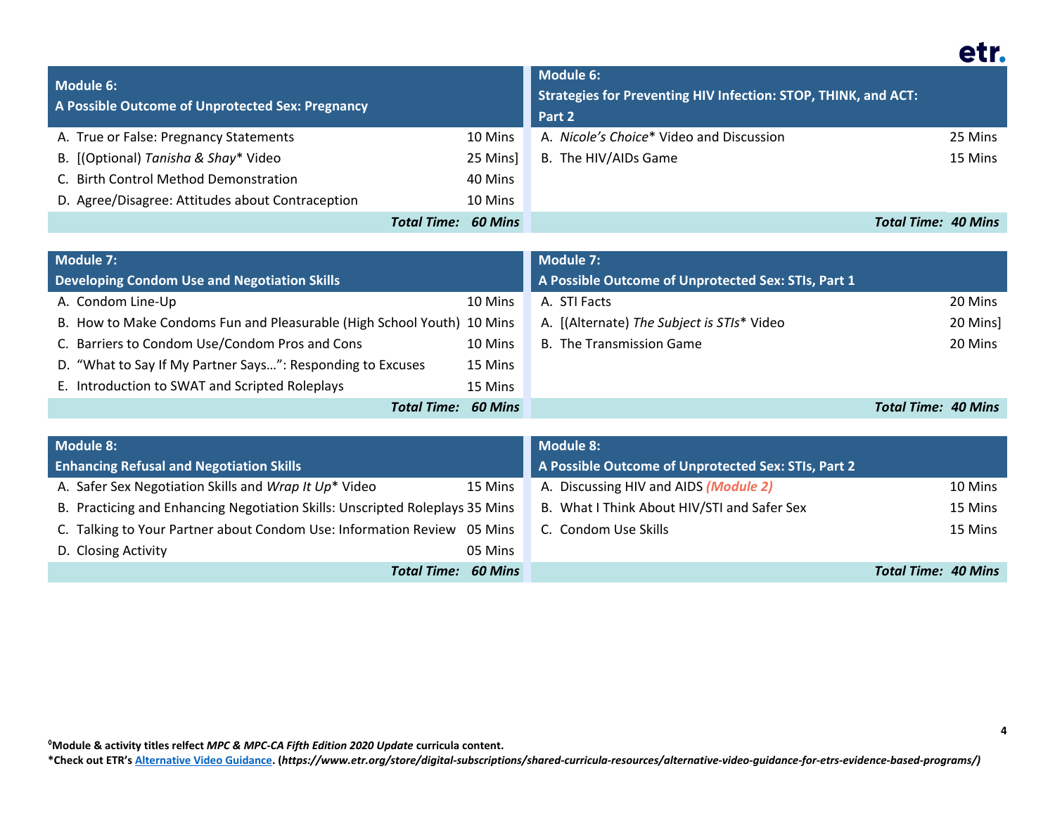| Module 6: A Possible Outcome of Unprotected Sex: Pregnancy | |
|---|---|
| A. True or False: Pregnancy Statements | 10 Mins |
| B. [(Optional) *Tanisha & Shay** Video | 25 Mins] |
| C. Birth Control Method Demonstration | 40 Mins |
| D. Agree/Disagree: Attitudes about Contraception | 10 Mins |
| ***Total Time:*** | ***60 Mins*** |

| Module 6: Strategies for Preventing HIV Infection: STOP, THINK, and ACT: Part 2 | |
|---|---|
| A. *Nicole's Choice** Video and Discussion | 25 Mins |
| B. The HIV/AIDs Game | 15 Mins |
| ***Total Time:*** | ***40 Mins*** |

| Module 7: Developing Condom Use and Negotiation Skills | |
|---|---|
| A. Condom Line-Up | 10 Mins |
| B. How to Make Condoms Fun and Pleasurable (High School Youth) | 10 Mins |
| C. Barriers to Condom Use/Condom Pros and Cons | 10 Mins |
| D. "What to Say If My Partner Says…": Responding to Excuses | 15 Mins |
| E. Introduction to SWAT and Scripted Roleplays | 15 Mins |
| ***Total Time:*** | ***60 Mins*** |

| Module 7: A Possible Outcome of Unprotected Sex: STIs, Part 1 | |
|---|---|
| A. STI Facts | 20 Mins |
| A. [(Alternate) *The Subject is STIs** Video | 20 Mins] |
| B. The Transmission Game | 20 Mins |
| ***Total Time:*** | ***40 Mins*** |

| Module 8: Enhancing Refusal and Negotiation Skills | |
|---|---|
| A. Safer Sex Negotiation Skills and *Wrap It Up** Video | 15 Mins |
| B. Practicing and Enhancing Negotiation Skills: Unscripted Roleplays | 35 Mins |
| C. Talking to Your Partner about Condom Use: Information Review | 05 Mins |
| D. Closing Activity | 05 Mins |
| ***Total Time:*** | ***60 Mins*** |

| Module 8: A Possible Outcome of Unprotected Sex: STIs, Part 2 | |
|---|---|
| A. Discussing HIV and AIDS ***(Module 2)*** | 10 Mins |
| B. What I Think About HIV/STI and Safer Sex | 15 Mins |
| C. Condom Use Skills | 15 Mins |
| ***Total Time:*** | ***40 Mins*** |

**[◊]Module & activity titles relfect *MPC & MPC-CA Fifth Edition 2020 Update* curricula content.**
***Check out ETR's [Alternative Video Guidance](https://www.etr.org/store/digital-subscriptions/shared-curricula-resources/alternative-video-guidance-for-etrs-evidence-based-programs/). (*https://www.etr.org/store/digital-subscriptions/shared-curricula-resources/alternative-video-guidance-for-etrs-evidence-based-programs/*)**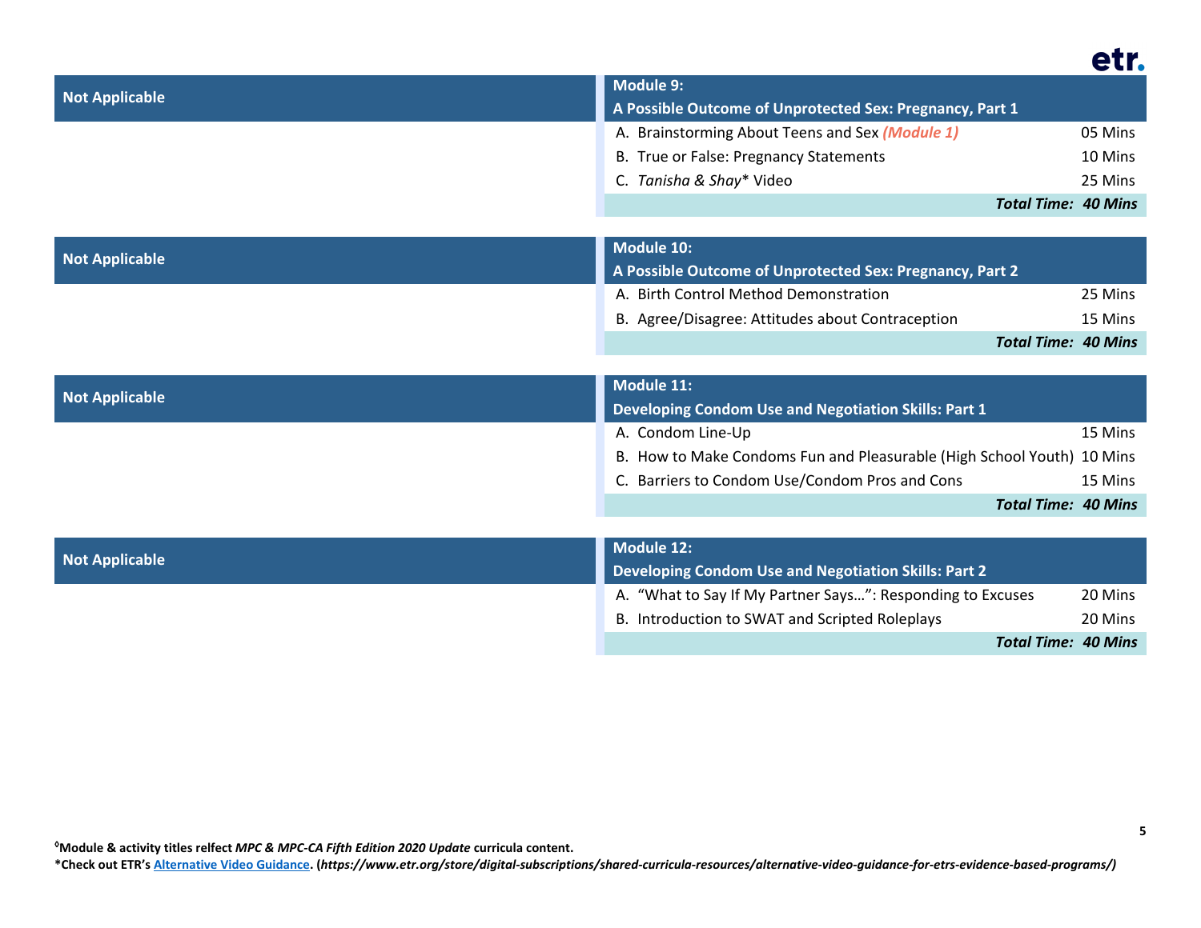| Not Applicable | Module 9: A Possible Outcome of Unprotected Sex: Pregnancy, Part 1 | |
|---|---|---|
| | A. Brainstorming About Teens and Sex *(Module 1)* | 05 Mins |
| | B. True or False: Pregnancy Statements | 10 Mins |
| | C. *Tanisha & Shay** Video | 25 Mins |
| | ***Total Time:*** | ***40 Mins*** |

| Not Applicable | Module 10: A Possible Outcome of Unprotected Sex: Pregnancy, Part 2 | |
|---|---|---|
| | A. Birth Control Method Demonstration | 25 Mins |
| | B. Agree/Disagree: Attitudes about Contraception | 15 Mins |
| | ***Total Time:*** | ***40 Mins*** |

| Not Applicable | Module 11: Developing Condom Use and Negotiation Skills: Part 1 | |
|---|---|---|
| | A. Condom Line-Up | 15 Mins |
| | B. How to Make Condoms Fun and Pleasurable (High School Youth) | 10 Mins |
| | C. Barriers to Condom Use/Condom Pros and Cons | 15 Mins |
| | ***Total Time:*** | ***40 Mins*** |

| Not Applicable | Module 12: Developing Condom Use and Negotiation Skills: Part 2 | |
|---|---|---|
| | A. "What to Say If My Partner Says…": Responding to Excuses | 20 Mins |
| | B. Introduction to SWAT and Scripted Roleplays | 20 Mins |
| | ***Total Time:*** | ***40 Mins*** |

**[◊]Module & activity titles relfect *MPC & MPC-CA Fifth Edition 2020 Update* curricula content.**
***Check out ETR's [Alternative Video Guidance](https://www.etr.org/store/digital-subscriptions/shared-curricula-resources/alternative-video-guidance-for-etrs-evidence-based-programs/). (*https://www.etr.org/store/digital-subscriptions/shared-curricula-resources/alternative-video-guidance-for-etrs-evidence-based-programs/*)**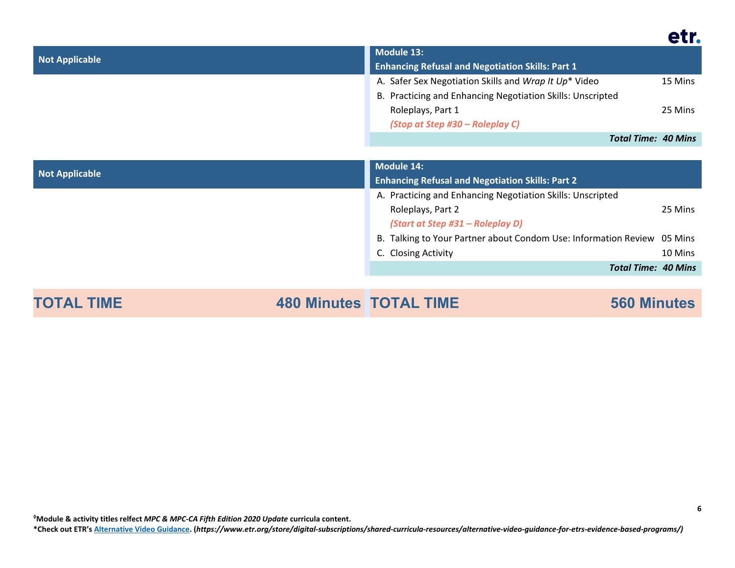| Not Applicable | Module 13: Enhancing Refusal and Negotiation Skills: Part 1 | |
|---|---|---|
| | A. Safer Sex Negotiation Skills and *Wrap It Up** Video | 15 Mins |
| | B. Practicing and Enhancing Negotiation Skills: Unscripted Roleplays, Part 1 ***(Stop at Step #30 – Roleplay C)*** | 25 Mins |
| | ***Total Time:*** | ***40 Mins*** |

| Not Applicable | Module 14: Enhancing Refusal and Negotiation Skills: Part 2 | |
|---|---|---|
| | A. Practicing and Enhancing Negotiation Skills: Unscripted Roleplays, Part 2 ***(Start at Step #31 – Roleplay D)*** | 25 Mins |
| | B. Talking to Your Partner about Condom Use: Information Review | 05 Mins |
| | C. Closing Activity | 10 Mins |
| | ***Total Time:*** | ***40 Mins*** |

| **TOTAL TIME** | **480 Minutes** | **TOTAL TIME** | **560 Minutes** |
|---|---|---|---|

**[◊]Module & activity titles relfect *MPC & MPC-CA Fifth Edition 2020 Update* curricula content.**

***Check out ETR's [Alternative Video Guidance](https://www.etr.org/store/digital-subscriptions/shared-curricula-resources/alternative-video-guidance-for-etrs-evidence-based-programs/). (*https://www.etr.org/store/digital-subscriptions/shared-curricula-resources/alternative-video-guidance-for-etrs-evidence-based-programs/*)**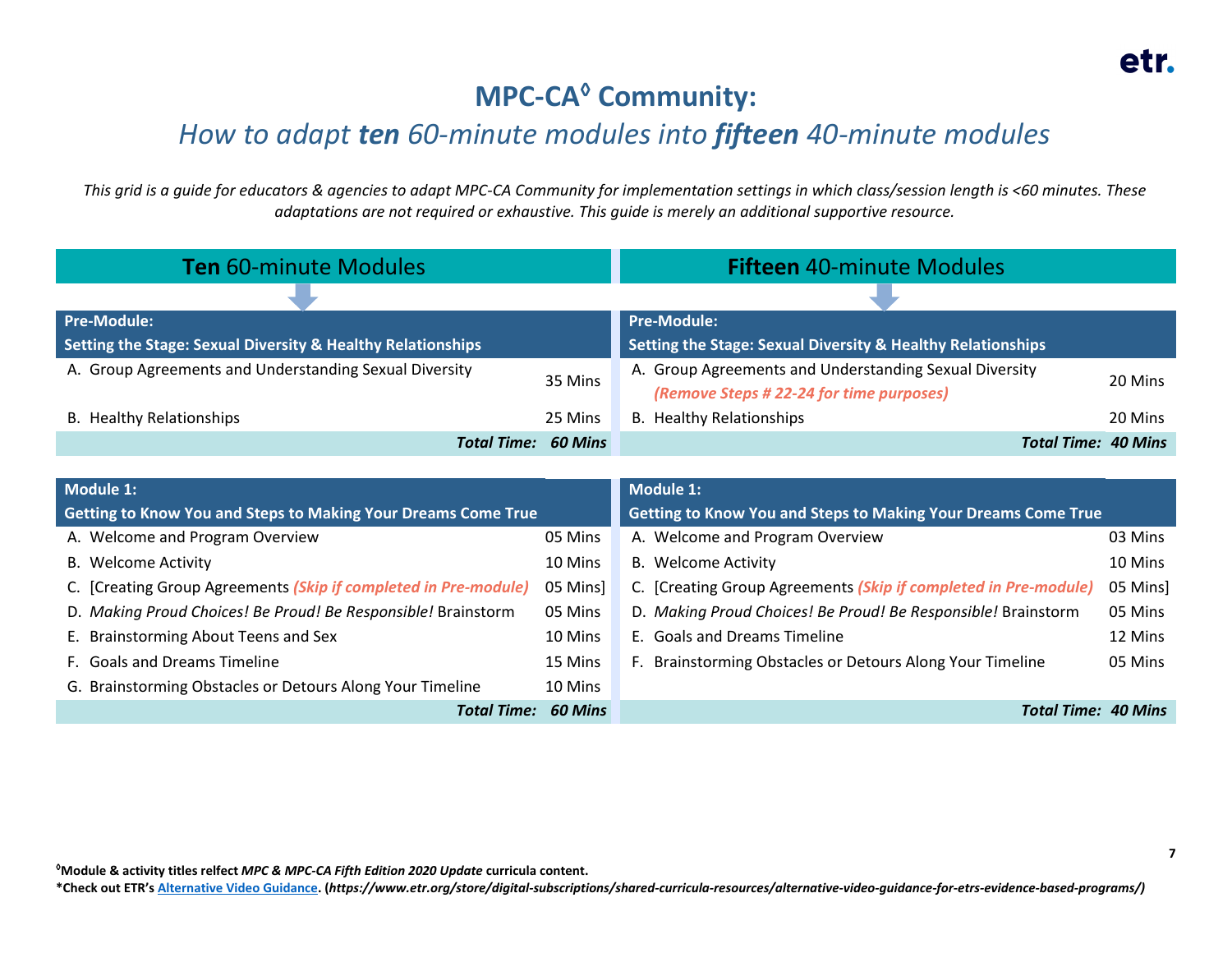# MPC-CA◊ Community:

## *How to adapt **ten** 60-minute modules into **fifteen** 40-minute modules*

*This grid is a guide for educators & agencies to adapt MPC-CA Community for implementation settings in which class/session length is <60 minutes. These adaptations are not required or exhaustive. This guide is merely an additional supportive resource.*

| **Ten** 60-minute Modules | | **Fifteen** 40-minute Modules | |
|---|---|---|---|
| **Pre-Module: Setting the Stage: Sexual Diversity & Healthy Relationships** | | **Pre-Module: Setting the Stage: Sexual Diversity & Healthy Relationships** | |
| A. Group Agreements and Understanding Sexual Diversity | 35 Mins | A. Group Agreements and Understanding Sexual Diversity ***(Remove Steps # 22-24 for time purposes)*** | 20 Mins |
| B. Healthy Relationships | 25 Mins | B. Healthy Relationships | 20 Mins |
| ***Total Time:*** | ***60 Mins*** | ***Total Time:*** | ***40 Mins*** |

| **Ten** 60-minute Modules | | **Fifteen** 40-minute Modules | |
|---|---|---|---|
| **Module 1: Getting to Know You and Steps to Making Your Dreams Come True** | | **Module 1: Getting to Know You and Steps to Making Your Dreams Come True** | |
| A. Welcome and Program Overview | 05 Mins | A. Welcome and Program Overview | 03 Mins |
| B. Welcome Activity | 10 Mins | B. Welcome Activity | 10 Mins |
| C. [Creating Group Agreements ***(Skip if completed in Pre-module)*** | 05 Mins] | C. [Creating Group Agreements ***(Skip if completed in Pre-module)*** | 05 Mins] |
| D. *Making Proud Choices! Be Proud! Be Responsible!* Brainstorm | 05 Mins | D. *Making Proud Choices! Be Proud! Be Responsible!* Brainstorm | 05 Mins |
| E. Brainstorming About Teens and Sex | 10 Mins | E. Goals and Dreams Timeline | 12 Mins |
| F. Goals and Dreams Timeline | 15 Mins | F. Brainstorming Obstacles or Detours Along Your Timeline | 05 Mins |
| G. Brainstorming Obstacles or Detours Along Your Timeline | 10 Mins | | |
| ***Total Time:*** | ***60 Mins*** | ***Total Time:*** | ***40 Mins*** |

◊**Module & activity titles relfect *MPC & MPC-CA Fifth Edition 2020 Update* curricula content.**

**\*Check out ETR's [Alternative Video Guidance](https://www.etr.org/store/digital-subscriptions/shared-curricula-resources/alternative-video-guidance-for-etrs-evidence-based-programs/). (*https://www.etr.org/store/digital-subscriptions/shared-curricula-resources/alternative-video-guidance-for-etrs-evidence-based-programs/*)**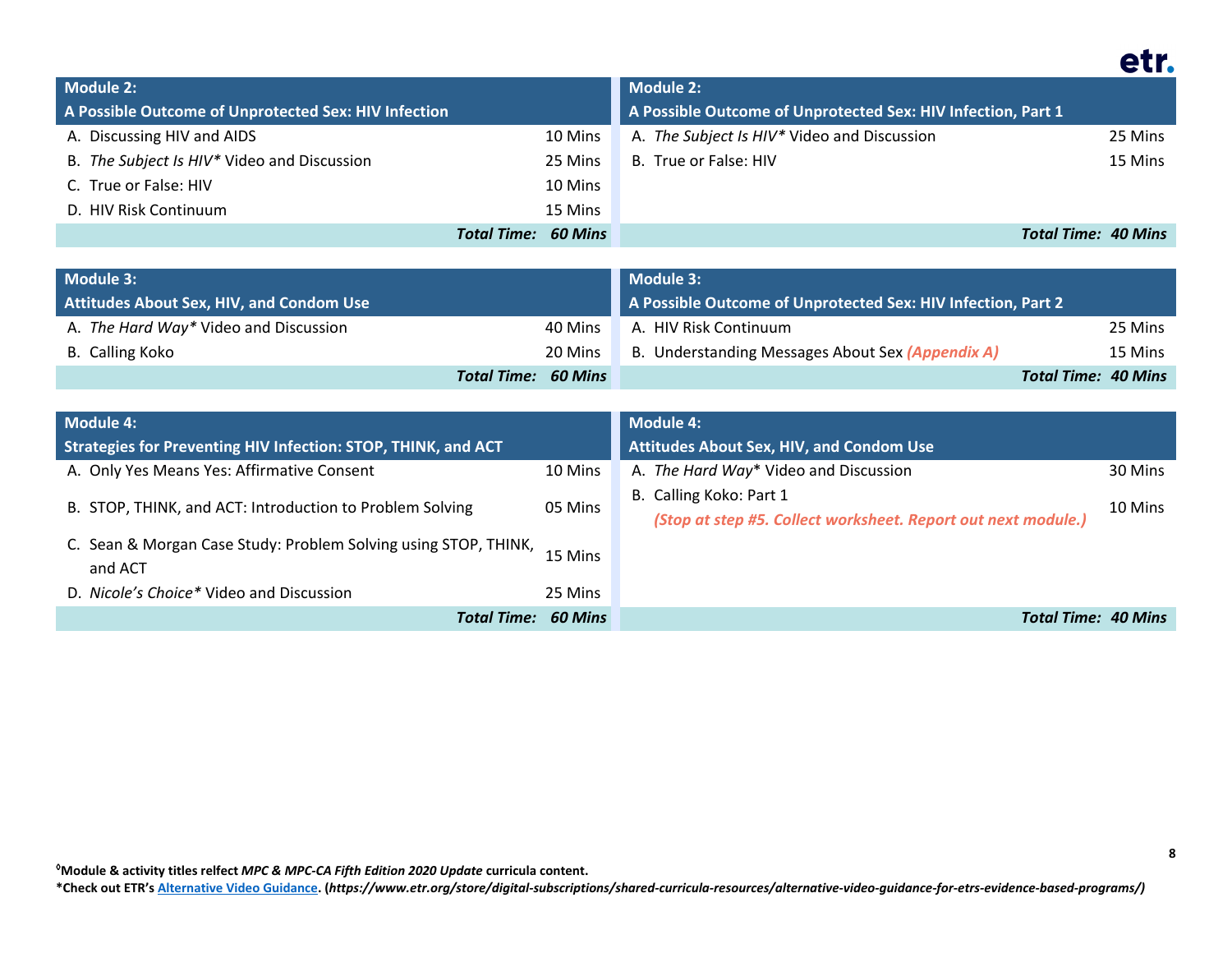| Module 2: A Possible Outcome of Unprotected Sex: HIV Infection | | Module 2: A Possible Outcome of Unprotected Sex: HIV Infection, Part 1 | |
|---|---|---|---|
| A. Discussing HIV and AIDS | 10 Mins | A. *The Subject Is HIV\** Video and Discussion | 25 Mins |
| B. *The Subject Is HIV\** Video and Discussion | 25 Mins | B. True or False: HIV | 15 Mins |
| C. True or False: HIV | 10 Mins | | |
| D. HIV Risk Continuum | 15 Mins | | |
| ***Total Time:*** | ***60 Mins*** | ***Total Time:*** | ***40 Mins*** |

| Module 3: Attitudes About Sex, HIV, and Condom Use | | Module 3: A Possible Outcome of Unprotected Sex: HIV Infection, Part 2 | |
|---|---|---|---|
| A. *The Hard Way\** Video and Discussion | 40 Mins | A. HIV Risk Continuum | 25 Mins |
| B. Calling Koko | 20 Mins | B. Understanding Messages About Sex ***(Appendix A)*** | 15 Mins |
| ***Total Time:*** | ***60 Mins*** | ***Total Time:*** | ***40 Mins*** |

| Module 4: Strategies for Preventing HIV Infection: STOP, THINK, and ACT | | Module 4: Attitudes About Sex, HIV, and Condom Use | |
|---|---|---|---|
| A. Only Yes Means Yes: Affirmative Consent | 10 Mins | A. *The Hard Way*\* Video and Discussion | 30 Mins |
| B. STOP, THINK, and ACT: Introduction to Problem Solving | 05 Mins | B. Calling Koko: Part 1 ***(Stop at step #5. Collect worksheet. Report out next module.)*** | 10 Mins |
| C. Sean & Morgan Case Study: Problem Solving using STOP, THINK, and ACT | 15 Mins | | |
| D. *Nicole's Choice\** Video and Discussion | 25 Mins | | |
| ***Total Time:*** | ***60 Mins*** | ***Total Time:*** | ***40 Mins*** |

**[◊]Module & activity titles relfect *MPC & MPC-CA Fifth Edition 2020 Update* curricula content.**

**\*Check out ETR's Alternative Video Guidance. (*https://www.etr.org/store/digital-subscriptions/shared-curricula-resources/alternative-video-guidance-for-etrs-evidence-based-programs/*)**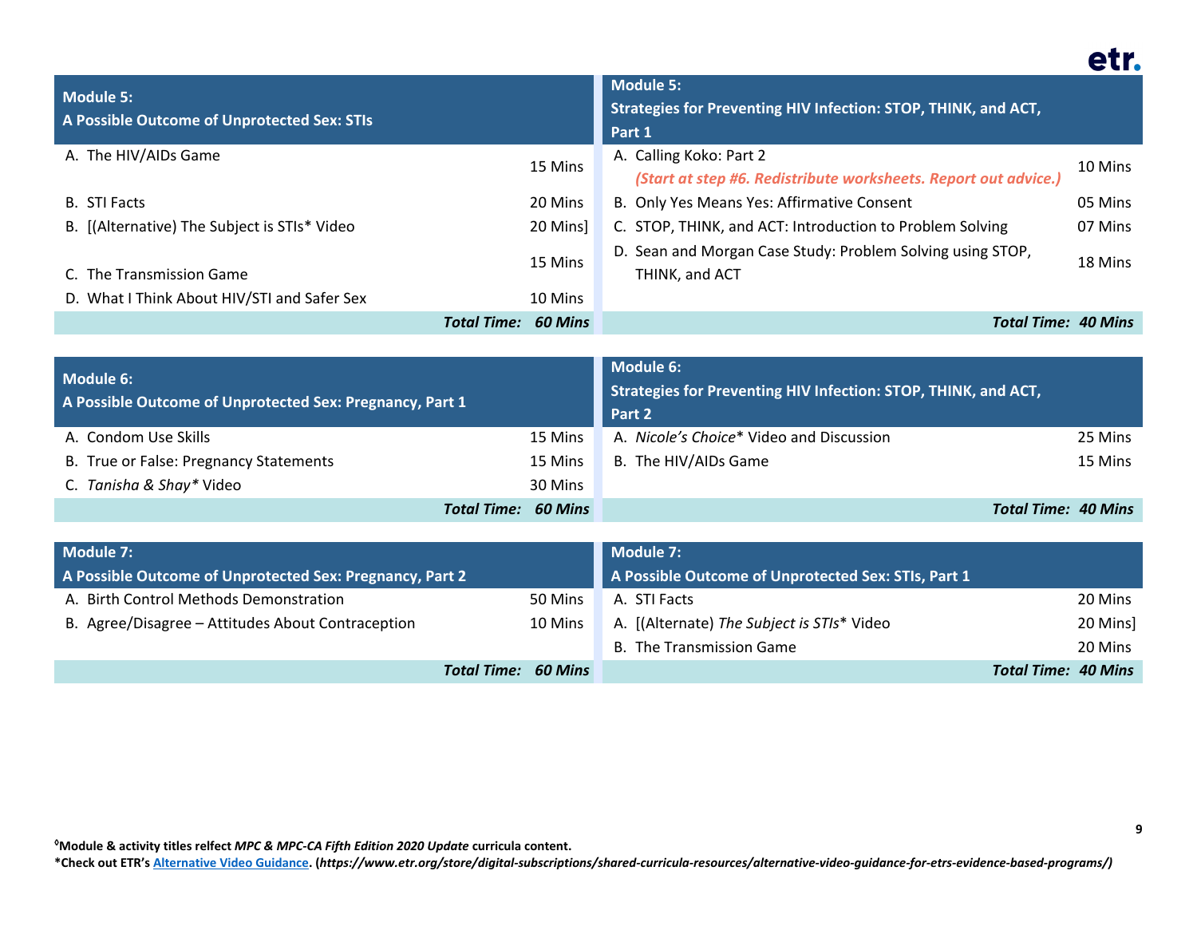| Module 5: A Possible Outcome of Unprotected Sex: STIs | |
|---|---|
| A. The HIV/AIDs Game | 15 Mins |
| B. STI Facts | 20 Mins |
| B. [(Alternative) The Subject is STIs* Video | 20 Mins] |
| C. The Transmission Game | 15 Mins |
| D. What I Think About HIV/STI and Safer Sex | 10 Mins |
| ***Total Time:*** | ***60 Mins*** |

| Module 5: Strategies for Preventing HIV Infection: STOP, THINK, and ACT, Part 1 | |
|---|---|
| A. Calling Koko: Part 2 ***(Start at step #6. Redistribute worksheets. Report out advice.)*** | 10 Mins |
| B. Only Yes Means Yes: Affirmative Consent | 05 Mins |
| C. STOP, THINK, and ACT: Introduction to Problem Solving | 07 Mins |
| D. Sean and Morgan Case Study: Problem Solving using STOP, THINK, and ACT | 18 Mins |
| ***Total Time:*** | ***40 Mins*** |

| Module 6: A Possible Outcome of Unprotected Sex: Pregnancy, Part 1 | |
|---|---|
| A. Condom Use Skills | 15 Mins |
| B. True or False: Pregnancy Statements | 15 Mins |
| C. *Tanisha & Shay** Video | 30 Mins |
| ***Total Time:*** | ***60 Mins*** |

| Module 6: Strategies for Preventing HIV Infection: STOP, THINK, and ACT, Part 2 | |
|---|---|
| A. *Nicole's Choice** Video and Discussion | 25 Mins |
| B. The HIV/AIDs Game | 15 Mins |
| ***Total Time:*** | ***40 Mins*** |

| Module 7: A Possible Outcome of Unprotected Sex: Pregnancy, Part 2 | |
|---|---|
| A. Birth Control Methods Demonstration | 50 Mins |
| B. Agree/Disagree – Attitudes About Contraception | 10 Mins |
| ***Total Time:*** | ***60 Mins*** |

| Module 7: A Possible Outcome of Unprotected Sex: STIs, Part 1 | |
|---|---|
| A. STI Facts | 20 Mins |
| A. [(Alternate) *The Subject is STIs** Video | 20 Mins] |
| B. The Transmission Game | 20 Mins |
| ***Total Time:*** | ***40 Mins*** |

**[◊]Module & activity titles relfect *MPC & MPC-CA Fifth Edition 2020 Update* curricula content.**
***Check out ETR's Alternative Video Guidance. (*https://www.etr.org/store/digital-subscriptions/shared-curricula-resources/alternative-video-guidance-for-etrs-evidence-based-programs/*)**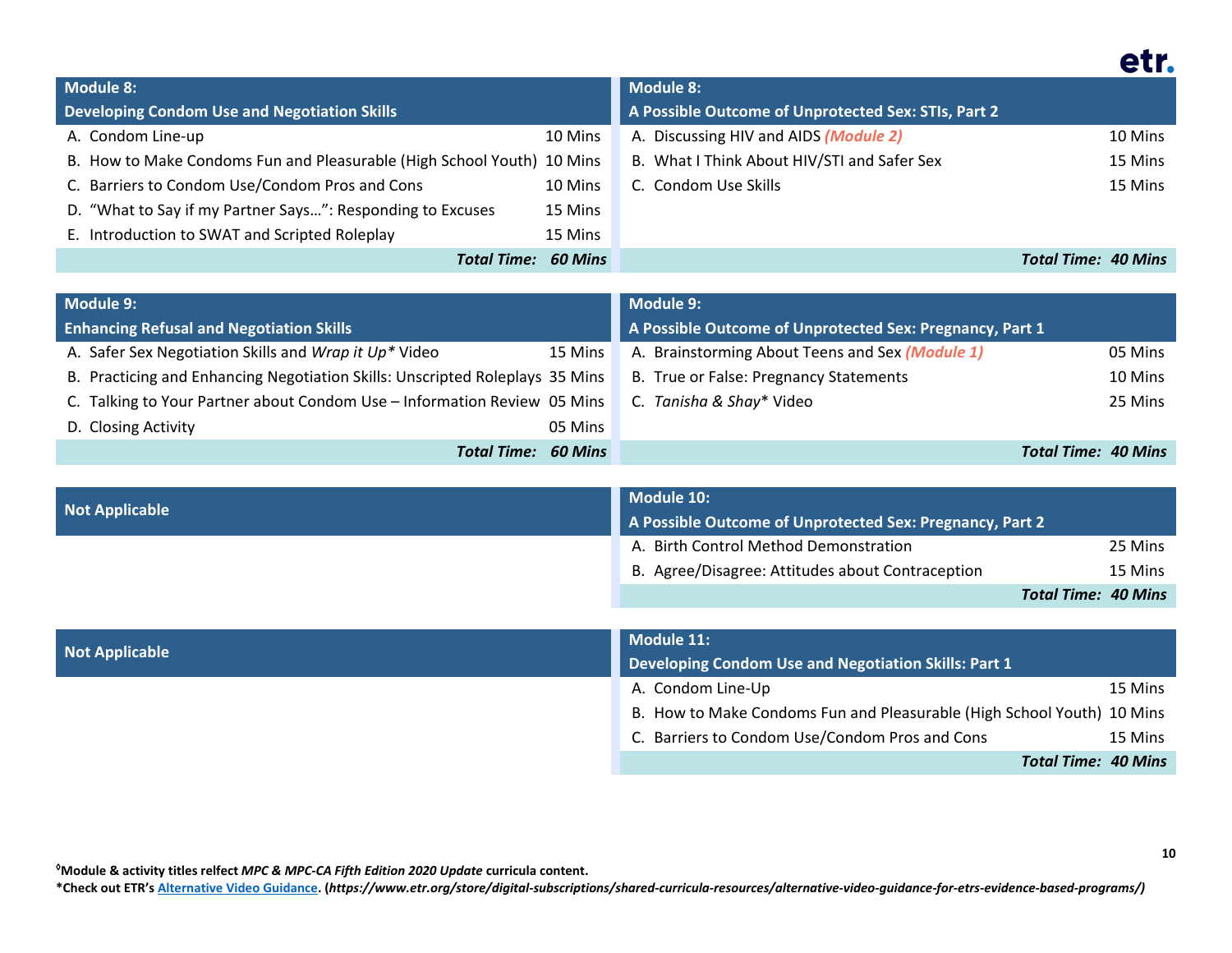| Module 8: Developing Condom Use and Negotiation Skills | | Module 8: A Possible Outcome of Unprotected Sex: STIs, Part 2 | |
|---|---|---|---|
| A. Condom Line-up | 10 Mins | A. Discussing HIV and AIDS *(Module 2)* | 10 Mins |
| B. How to Make Condoms Fun and Pleasurable (High School Youth) | 10 Mins | B. What I Think About HIV/STI and Safer Sex | 15 Mins |
| C. Barriers to Condom Use/Condom Pros and Cons | 10 Mins | C. Condom Use Skills | 15 Mins |
| D. "What to Say if my Partner Says…": Responding to Excuses | 15 Mins | | |
| E. Introduction to SWAT and Scripted Roleplay | 15 Mins | | |
| ***Total Time:*** | ***60 Mins*** | ***Total Time:*** | ***40 Mins*** |

| Module 9: Enhancing Refusal and Negotiation Skills | | Module 9: A Possible Outcome of Unprotected Sex: Pregnancy, Part 1 | |
|---|---|---|---|
| A. Safer Sex Negotiation Skills and *Wrap it Up** Video | 15 Mins | A. Brainstorming About Teens and Sex *(Module 1)* | 05 Mins |
| B. Practicing and Enhancing Negotiation Skills: Unscripted Roleplays | 35 Mins | B. True or False: Pregnancy Statements | 10 Mins |
| C. Talking to Your Partner about Condom Use – Information Review | 05 Mins | C. *Tanisha & Shay** Video | 25 Mins |
| D. Closing Activity | 05 Mins | | |
| ***Total Time:*** | ***60 Mins*** | ***Total Time:*** | ***40 Mins*** |

| Not Applicable | | Module 10: A Possible Outcome of Unprotected Sex: Pregnancy, Part 2 | |
|---|---|---|---|
| | | A. Birth Control Method Demonstration | 25 Mins |
| | | B. Agree/Disagree: Attitudes about Contraception | 15 Mins |
| | | ***Total Time:*** | ***40 Mins*** |

| Not Applicable | | Module 11: Developing Condom Use and Negotiation Skills: Part 1 | |
|---|---|---|---|
| | | A. Condom Line-Up | 15 Mins |
| | | B. How to Make Condoms Fun and Pleasurable (High School Youth) | 10 Mins |
| | | C. Barriers to Condom Use/Condom Pros and Cons | 15 Mins |
| | | ***Total Time:*** | ***40 Mins*** |

**[◊]Module & activity titles relfect *MPC & MPC-CA Fifth Edition 2020 Update* curricula content.**
**\*Check out ETR's Alternative Video Guidance. (*https://www.etr.org/store/digital-subscriptions/shared-curricula-resources/alternative-video-guidance-for-etrs-evidence-based-programs/*)**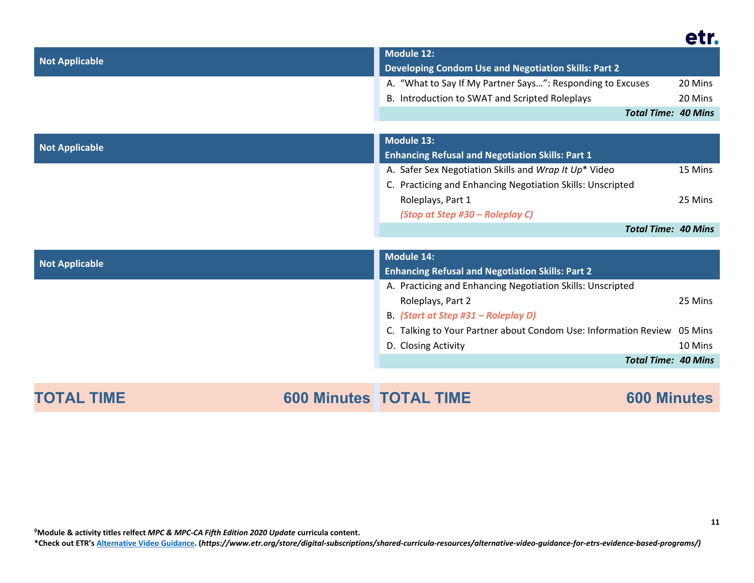| Not Applicable | Module 12: Developing Condom Use and Negotiation Skills: Part 2 | |
| --- | --- | --- |
| | A. "What to Say If My Partner Says…": Responding to Excuses | 20 Mins |
| | B. Introduction to SWAT and Scripted Roleplays | 20 Mins |
| | ***Total Time:*** | ***40 Mins*** |

| Not Applicable | Module 13: Enhancing Refusal and Negotiation Skills: Part 1 | |
| --- | --- | --- |
| | A. Safer Sex Negotiation Skills and *Wrap It Up** Video | 15 Mins |
| | C. Practicing and Enhancing Negotiation Skills: Unscripted Roleplays, Part 1 ***(Stop at Step #30 – Roleplay C)*** | 25 Mins |
| | ***Total Time:*** | ***40 Mins*** |

| Not Applicable | Module 14: Enhancing Refusal and Negotiation Skills: Part 2 | |
| --- | --- | --- |
| | A. Practicing and Enhancing Negotiation Skills: Unscripted Roleplays, Part 2 | 25 Mins |
| | B. ***(Start at Step #31 – Roleplay D)*** | |
| | C. Talking to Your Partner about Condom Use: Information Review | 05 Mins |
| | D. Closing Activity | 10 Mins |
| | ***Total Time:*** | ***40 Mins*** |

| TOTAL TIME | 600 Minutes | TOTAL TIME | 600 Minutes |
| --- | --- | --- | --- |

**◊Module & activity titles relfect *MPC & MPC-CA Fifth Edition 2020 Update* curricula content.**

***Check out ETR's Alternative Video Guidance. (*https://www.etr.org/store/digital-subscriptions/shared-curricula-resources/alternative-video-guidance-for-etrs-evidence-based-programs/*)**